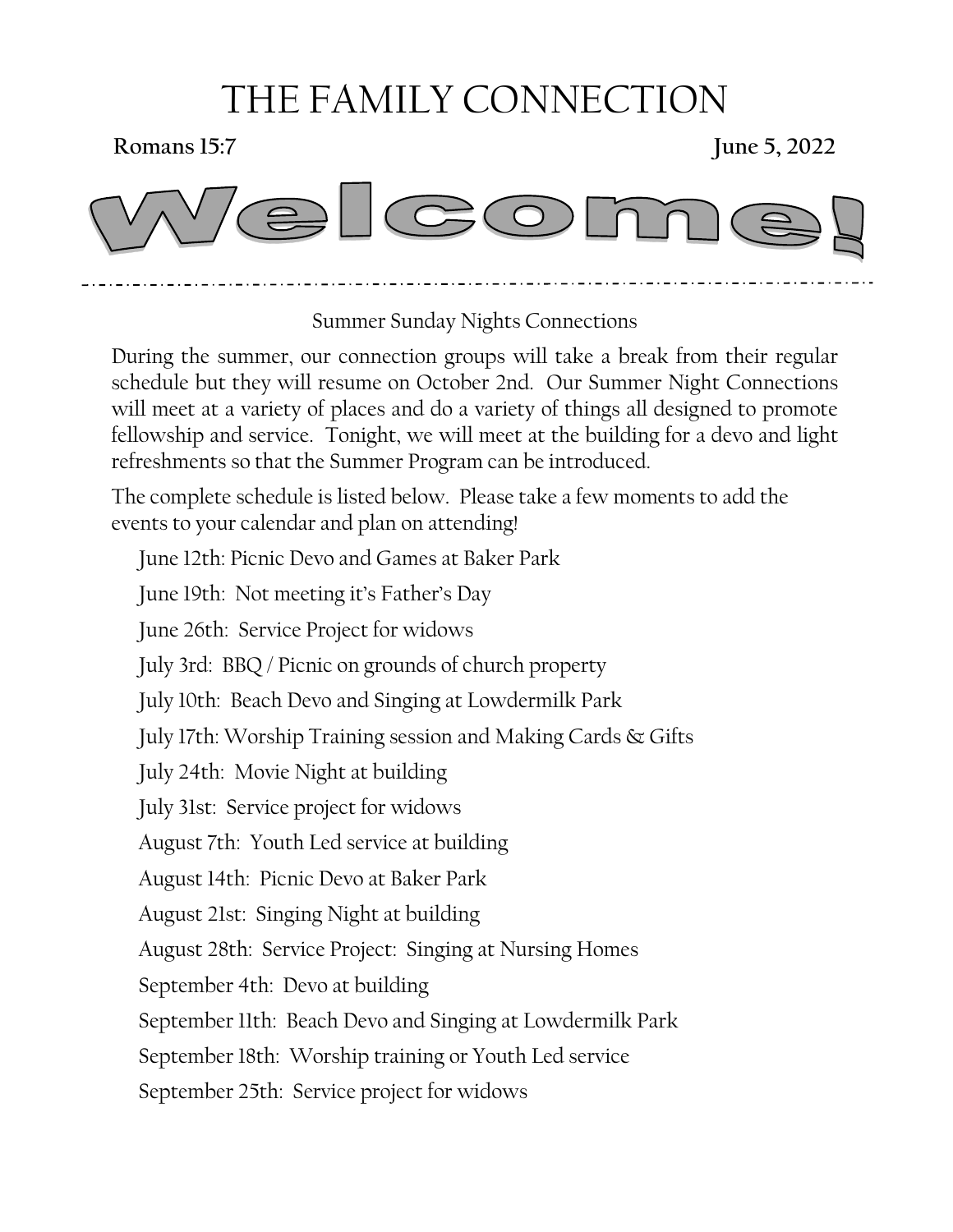# THE FAMILY CONNECTION

**Romans 15:7** **June 5, 2022**

# Welcome!

---

Summer Sunday Nights Connections

During the summer, our connection groups will take a break from their regular schedule but they will resume on October 2nd. Our Summer Night Connections will meet at a variety of places and do a variety of things all designed to promote fellowship and service. Tonight, we will meet at the building for a devo and light refreshments so that the Summer Program can be introduced.

The complete schedule is listed below. Please take a few moments to add the events to your calendar and plan on attending!

June 12th: Picnic Devo and Games at Baker Park

June 19th: Not meeting it's Father's Day

June 26th: Service Project for widows

July 3rd: BBQ / Picnic on grounds of church property

July 10th: Beach Devo and Singing at Lowdermilk Park

July 17th: Worship Training session and Making Cards & Gifts

July 24th: Movie Night at building

July 31st: Service project for widows

August 7th: Youth Led service at building

August 14th: Picnic Devo at Baker Park

August 21st: Singing Night at building

August 28th: Service Project: Singing at Nursing Homes

September 4th: Devo at building

September 11th: Beach Devo and Singing at Lowdermilk Park

September 18th: Worship training or Youth Led service

September 25th: Service project for widows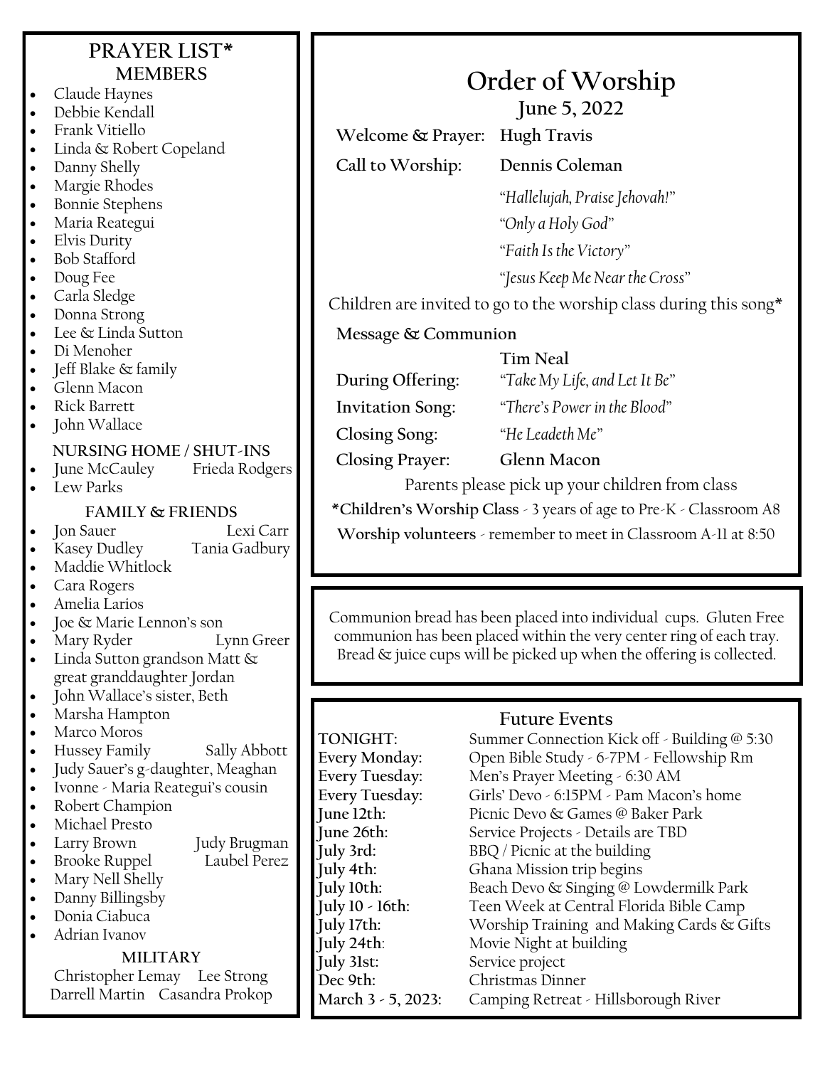# PRAYER LIST*

## MEMBERS

- Claude Haynes
- Debbie Kendall
- Frank Vitiello
- Linda & Robert Copeland
- Danny Shelly
- Margie Rhodes
- Bonnie Stephens
- Maria Reategui
- Elvis Durity
- Bob Stafford
- Doug Fee
- Carla Sledge
- Donna Strong
- Lee & Linda Sutton
- Di Menoher
- Jeff Blake & family
- Glenn Macon
- Rick Barrett
- John Wallace

## NURSING HOME / SHUT-INS

- June McCauley
- Frieda Rodgers
- Lew Parks

## FAMILY & FRIENDS

- Jon Sauer
- Lexi Carr
- Kasey Dudley
- Tania Gadbury
- Maddie Whitlock
- Cara Rogers
- Amelia Larios
- Joe & Marie Lennon's son
- Mary Ryder
- Lynn Greer
- Linda Sutton grandson Matt & great granddaughter Jordan
- John Wallace's sister, Beth
- Marsha Hampton
- Marco Moros
- Hussey Family
- Sally Abbott
- Judy Sauer's g-daughter, Meaghan
- Ivonne - Maria Reategui's cousin
- Robert Champion
- Michael Presto
- Larry Brown
- Judy Brugman
- Brooke Ruppel
- Laubel Perez
- Mary Nell Shelly
- Danny Billingsby
- Donia Ciabuca
- Adrian Ivanov

## MILITARY

Christopher Lemay　Lee Strong
Darrell Martin　Casandra Prokop

# Order of Worship

## June 5, 2022

**Welcome & Prayer:** Hugh Travis

**Call to Worship:** Dennis Coleman

*"Hallelujah, Praise Jehovah!"*
*"Only a Holy God"*
*"Faith Is the Victory"*
*"Jesus Keep Me Near the Cross"*

Children are invited to go to the worship class during this song*

**Message & Communion**

**Tim Neal**

**During Offering:** *"Take My Life, and Let It Be"*

**Invitation Song:** *"There's Power in the Blood"*

**Closing Song:** *"He Leadeth Me"*

**Closing Prayer:** Glenn Macon

Parents please pick up your children from class

***Children's Worship Class** - 3 years of age to Pre-K - Classroom A8

**Worship volunteers** - remember to meet in Classroom A-11 at 8:50

Communion bread has been placed into individual cups. Gluten Free communion has been placed within the very center ring of each tray. Bread & juice cups will be picked up when the offering is collected.

## Future Events

| | |
|---|---|
| **TONIGHT:** | Summer Connection Kick off - Building @ 5:30 |
| **Every Monday:** | Open Bible Study - 6-7PM - Fellowship Rm |
| **Every Tuesday:** | Men's Prayer Meeting - 6:30 AM |
| **Every Tuesday:** | Girls' Devo - 6:15PM - Pam Macon's home |
| **June 12th:** | Picnic Devo & Games @ Baker Park |
| **June 26th:** | Service Projects - Details are TBD |
| **July 3rd:** | BBQ / Picnic at the building |
| **July 4th:** | Ghana Mission trip begins |
| **July 10th:** | Beach Devo & Singing @ Lowdermilk Park |
| **July 10 - 16th:** | Teen Week at Central Florida Bible Camp |
| **July 17th:** | Worship Training and Making Cards & Gifts |
| **July 24th:** | Movie Night at building |
| **July 31st:** | Service project |
| **Dec 9th:** | Christmas Dinner |
| **March 3 - 5, 2023:** | Camping Retreat - Hillsborough River |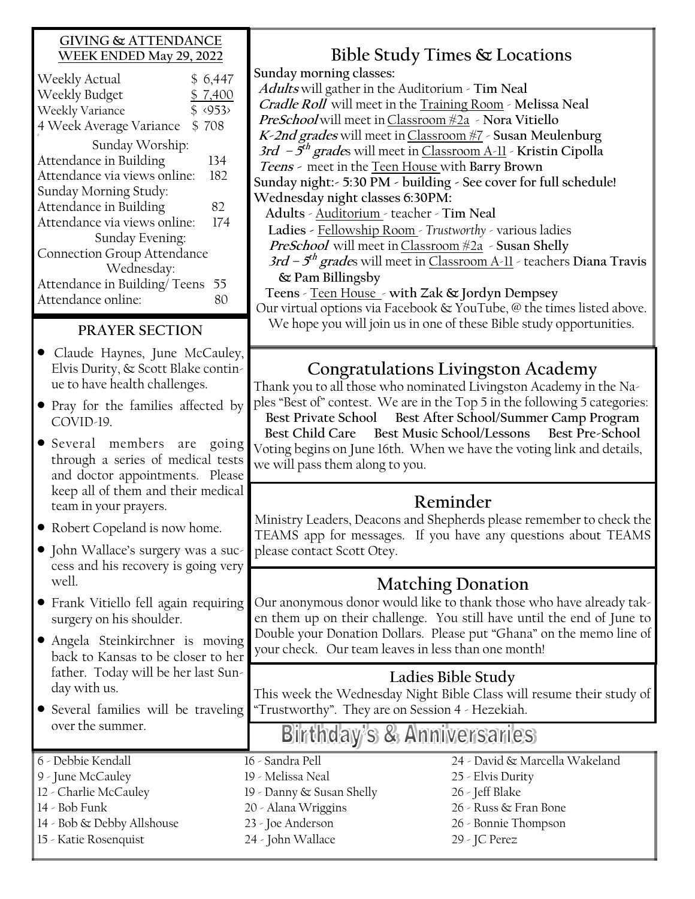## GIVING & ATTENDANCE WEEK ENDED May 29, 2022

| | |
|---|---|
| Weekly Actual | $ 6,447 |
| Weekly Budget | $ 7,400 |
| Weekly Variance | $ ‹953› |
| 4 Week Average Variance | $ 708 |

Sunday Worship:

| | |
|---|---|
| Attendance in Building | 134 |
| Attendance via views online: | 182 |

Sunday Morning Study:

| | |
|---|---|
| Attendance in Building | 82 |
| Attendance via views online: | 174 |

Sunday Evening:

Connection Group Attendance

Wednesday:

| | |
|---|---|
| Attendance in Building/ Teens | 55 |
| Attendance online: | 80 |

## PRAYER SECTION

- Claude Haynes, June McCauley, Elvis Durity, & Scott Blake continue to have health challenges.
- Pray for the families affected by COVID-19.
- Several members are going through a series of medical tests and doctor appointments. Please keep all of them and their medical team in your prayers.
- Robert Copeland is now home.
- John Wallace's surgery was a success and his recovery is going very well.
- Frank Vitiello fell again requiring surgery on his shoulder.
- Angela Steinkirchner is moving back to Kansas to be closer to her father. Today will be her last Sunday with us.
- Several families will be traveling over the summer.

## Bible Study Times & Locations

**Sunday morning classes:**

***Adults*** will gather in the Auditorium - **Tim Neal**
***Cradle Roll*** will meet in the Training Room - **Melissa Neal**
***PreSchool*** will meet in Classroom #2a - **Nora Vitiello**
***K-2nd grades*** will meet in Classroom #7 - **Susan Meulenburg**
***3rd – 5th grades*** will meet in Classroom A-11 - **Kristin Cipolla**
***Teens*** - meet in the Teen House with **Barry Brown**

**Sunday night:- 5:30 PM - building - See cover for full schedule!**

**Wednesday night classes 6:30PM:**

**Adults** - Auditorium - teacher - **Tim Neal**
**Ladies** - Fellowship Room - *Trustworthy* - various ladies
***PreSchool*** will meet in Classroom #2a - **Susan Shelly**
***3rd – 5th grades*** will meet in Classroom A-11 - teachers **Diana Travis & Pam Billingsby**
**Teens** - Teen House - **with Zak & Jordyn Dempsey**

Our virtual options via Facebook & YouTube, @ the times listed above. We hope you will join us in one of these Bible study opportunities.

## Congratulations Livingston Academy

Thank you to all those who nominated Livingston Academy in the Naples "Best of" contest. We are in the Top 5 in the following 5 categories:

**Best Private School** **Best After School/Summer Camp Program**
**Best Child Care** **Best Music School/Lessons** **Best Pre-School**

Voting begins on June 16th. When we have the voting link and details, we will pass them along to you.

## Reminder

Ministry Leaders, Deacons and Shepherds please remember to check the TEAMS app for messages. If you have any questions about TEAMS please contact Scott Otey.

## Matching Donation

Our anonymous donor would like to thank those who have already taken them up on their challenge. You still have until the end of June to Double your Donation Dollars. Please put "Ghana" on the memo line of your check. Our team leaves in less than one month!

### Ladies Bible Study

This week the Wednesday Night Bible Class will resume their study of "Trustworthy". They are on Session 4 - Hezekiah.

## Birthday's & Anniversaries

6 - Debbie Kendall
9 - June McCauley
12 - Charlie McCauley
14 - Bob Funk
14 - Bob & Debby Allshouse
15 - Katie Rosenquist
16 - Sandra Pell
19 - Melissa Neal
19 - Danny & Susan Shelly
20 - Alana Wriggins
23 - Joe Anderson
24 - John Wallace
24 - David & Marcella Wakeland
25 - Elvis Durity
26 - Jeff Blake
26 - Russ & Fran Bone
26 - Bonnie Thompson
29 - JC Perez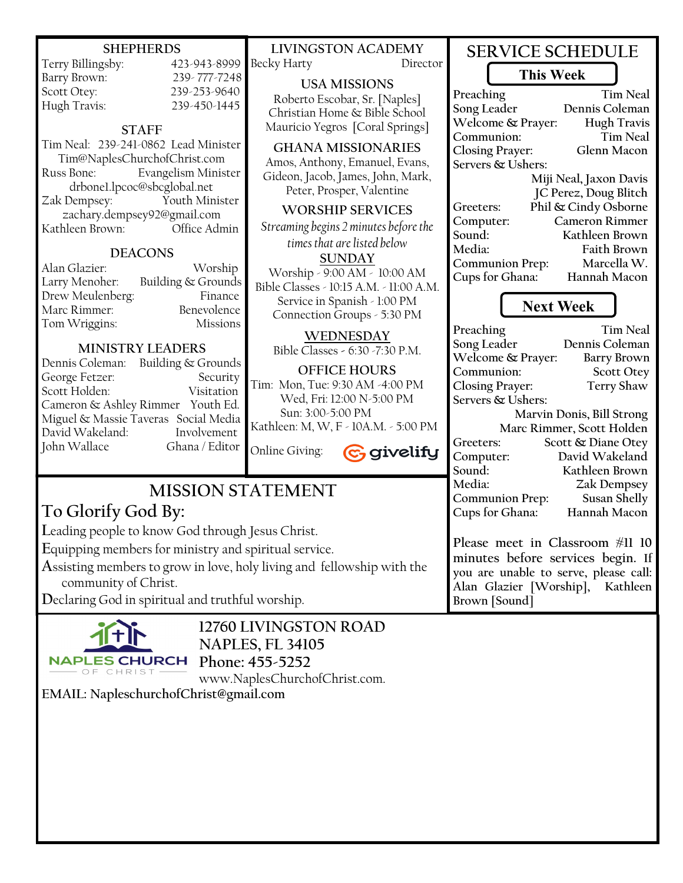## SHEPHERDS

| | |
|---|---|
| Terry Billingsby: | 423-943-8999 |
| Barry Brown: | 239- 777-7248 |
| Scott Otey: | 239-253-9640 |
| Hugh Travis: | 239-450-1445 |

## STAFF

Tim Neal: 239-241-0862 Lead Minister
Tim@NaplesChurchofChrist.com

Russ Bone: Evangelism Minister
drbone1.lpcoc@sbcglobal.net

Zak Dempsey: Youth Minister
zachary.dempsey92@gmail.com

Kathleen Brown: Office Admin

## DEACONS

| | |
|---|---|
| Alan Glazier: | Worship |
| Larry Menoher: | Building & Grounds |
| Drew Meulenberg: | Finance |
| Marc Rimmer: | Benevolence |
| Tom Wriggins: | Missions |

## MINISTRY LEADERS

| | |
|---|---|
| Dennis Coleman: | Building & Grounds |
| George Fetzer: | Security |
| Scott Holden: | Visitation |
| Cameron & Ashley Rimmer | Youth Ed. |
| Miguel & Massie Taveras | Social Media |
| David Wakeland: | Involvement |
| John Wallace | Ghana / Editor |

## LIVINGSTON ACADEMY

Becky Harty Director

## USA MISSIONS

Roberto Escobar, Sr. [Naples]
Christian Home & Bible School
Mauricio Yegros [Coral Springs]

## GHANA MISSIONARIES

Amos, Anthony, Emanuel, Evans, Gideon, Jacob, James, John, Mark, Peter, Prosper, Valentine

## WORSHIP SERVICES

*Streaming begins 2 minutes before the times that are listed below*

**SUNDAY**

Worship - 9:00 AM - 10:00 AM
Bible Classes - 10:15 A.M. - 11:00 A.M.
Service in Spanish - 1:00 PM
Connection Groups - 5:30 PM

**WEDNESDAY**

Bible Classes - 6:30 -7:30 P.M.

## OFFICE HOURS

Tim: Mon, Tue: 9:30 AM -4:00 PM
Wed, Fri: 12:00 N-5:00 PM
Sun: 3:00-5:00 PM

Kathleen: M, W, F - 10A.M. - 5:00 PM

Online Giving: givelify

## SERVICE SCHEDULE

### This Week

| | |
|---|---|
| Preaching | Tim Neal |
| Song Leader | Dennis Coleman |
| Welcome & Prayer: | Hugh Travis |
| Communion: | Tim Neal |
| Closing Prayer: | Glenn Macon |
| Servers & Ushers: | Miji Neal, Jaxon Davis, JC Perez, Doug Blitch |
| Greeters: | Phil & Cindy Osborne |
| Computer: | Cameron Rimmer |
| Sound: | Kathleen Brown |
| Media: | Faith Brown |
| Communion Prep: | Marcella W. |
| Cups for Ghana: | Hannah Macon |

### Next Week

| | |
|---|---|
| Preaching | Tim Neal |
| Song Leader | Dennis Coleman |
| Welcome & Prayer: | Barry Brown |
| Communion: | Scott Otey |
| Closing Prayer: | Terry Shaw |
| Servers & Ushers: | Marvin Donis, Bill Strong, Marc Rimmer, Scott Holden |
| Greeters: | Scott & Diane Otey |
| Computer: | David Wakeland |
| Sound: | Kathleen Brown |
| Media: | Zak Dempsey |
| Communion Prep: | Susan Shelly |
| Cups for Ghana: | Hannah Macon |

Please meet in Classroom #11 10 minutes before services begin. If you are unable to serve, please call: Alan Glazier [Worship], Kathleen Brown [Sound]

## MISSION STATEMENT

### To Glorify God By:

Leading people to know God through Jesus Christ.

Equipping members for ministry and spiritual service.

Assisting members to grow in love, holy living and fellowship with the community of Christ.

Declaring God in spiritual and truthful worship.

NAPLES CHURCH OF CHRIST

12760 LIVINGSTON ROAD
NAPLES, FL 34105
Phone: 455-5252
www.NaplesChurchofChrist.com.

EMAIL: NapleschurchofChrist@gmail.com